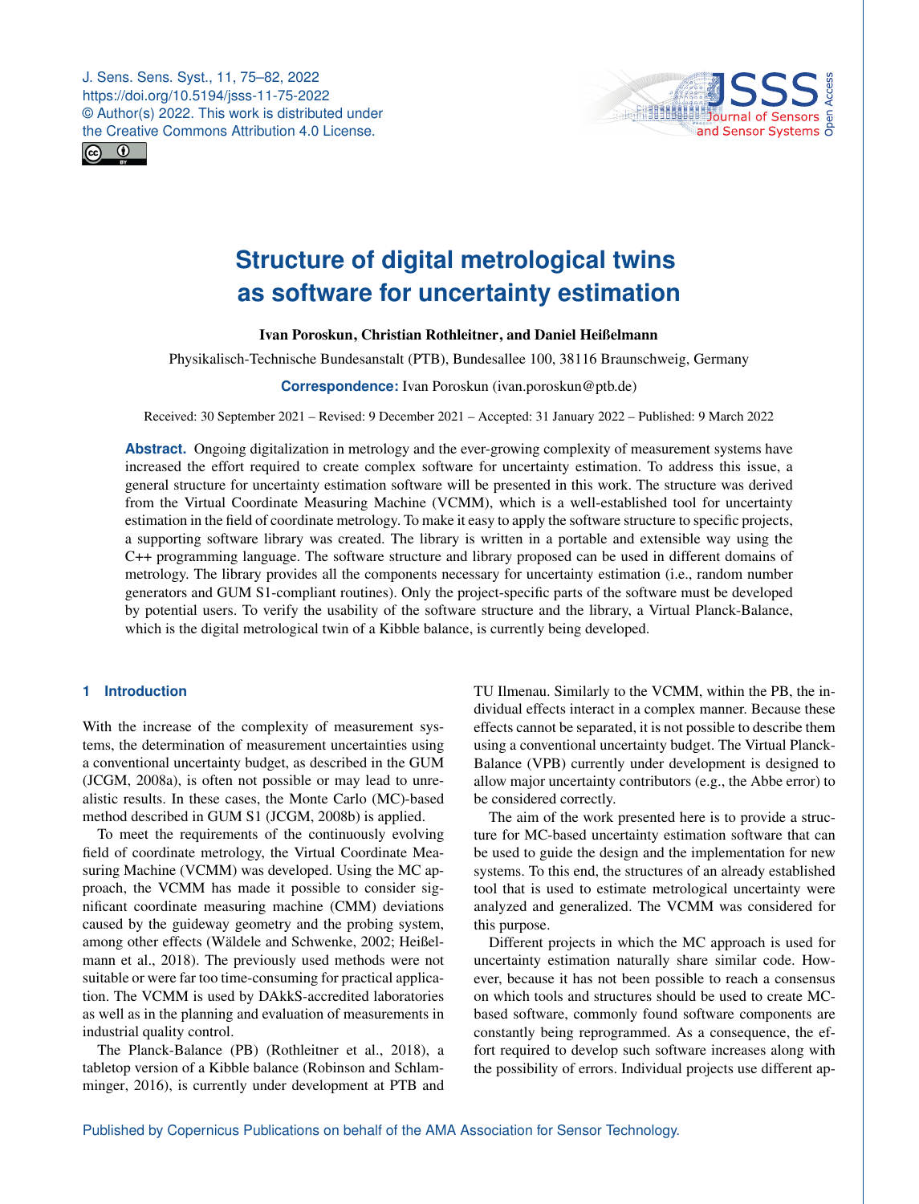# Structure of digital metrological twins as software for uncertainty estimation

**Ivan Poroskun, Christian Rothleitner, and Daniel Heißelmann**

Physikalisch-Technische Bundesanstalt (PTB), Bundesallee 100, 38116 Braunschweig, Germany

**Correspondence:** Ivan Poroskun (ivan.poroskun@ptb.de)

Received: 30 September 2021 – Revised: 9 December 2021 – Accepted: 31 January 2022 – Published: 9 March 2022

**Abstract.** Ongoing digitalization in metrology and the ever-growing complexity of measurement systems have increased the effort required to create complex software for uncertainty estimation. To address this issue, a general structure for uncertainty estimation software will be presented in this work. The structure was derived from the Virtual Coordinate Measuring Machine (VCMM), which is a well-established tool for uncertainty estimation in the field of coordinate metrology. To make it easy to apply the software structure to specific projects, a supporting software library was created. The library is written in a portable and extensible way using the C++ programming language. The software structure and library proposed can be used in different domains of metrology. The library provides all the components necessary for uncertainty estimation (i.e., random number generators and GUM S1-compliant routines). Only the project-specific parts of the software must be developed by potential users. To verify the usability of the software structure and the library, a Virtual Planck-Balance, which is the digital metrological twin of a Kibble balance, is currently being developed.

## 1 Introduction

With the increase of the complexity of measurement systems, the determination of measurement uncertainties using a conventional uncertainty budget, as described in the GUM (JCGM, 2008a), is often not possible or may lead to unrealistic results. In these cases, the Monte Carlo (MC)-based method described in GUM S1 (JCGM, 2008b) is applied.

To meet the requirements of the continuously evolving field of coordinate metrology, the Virtual Coordinate Measuring Machine (VCMM) was developed. Using the MC approach, the VCMM has made it possible to consider significant coordinate measuring machine (CMM) deviations caused by the guideway geometry and the probing system, among other effects (Wäldele and Schwenke, 2002; Heißelmann et al., 2018). The previously used methods were not suitable or were far too time-consuming for practical application. The VCMM is used by DAkkS-accredited laboratories as well as in the planning and evaluation of measurements in industrial quality control.

The Planck-Balance (PB) (Rothleitner et al., 2018), a tabletop version of a Kibble balance (Robinson and Schlamminger, 2016), is currently under development at PTB and TU Ilmenau. Similarly to the VCMM, within the PB, the individual effects interact in a complex manner. Because these effects cannot be separated, it is not possible to describe them using a conventional uncertainty budget. The Virtual Planck-Balance (VPB) currently under development is designed to allow major uncertainty contributors (e.g., the Abbe error) to be considered correctly.

The aim of the work presented here is to provide a structure for MC-based uncertainty estimation software that can be used to guide the design and the implementation for new systems. To this end, the structures of an already established tool that is used to estimate metrological uncertainty were analyzed and generalized. The VCMM was considered for this purpose.

Different projects in which the MC approach is used for uncertainty estimation naturally share similar code. However, because it has not been possible to reach a consensus on which tools and structures should be used to create MC-based software, commonly found software components are constantly being reprogrammed. As a consequence, the effort required to develop such software increases along with the possibility of errors. Individual projects use different ap-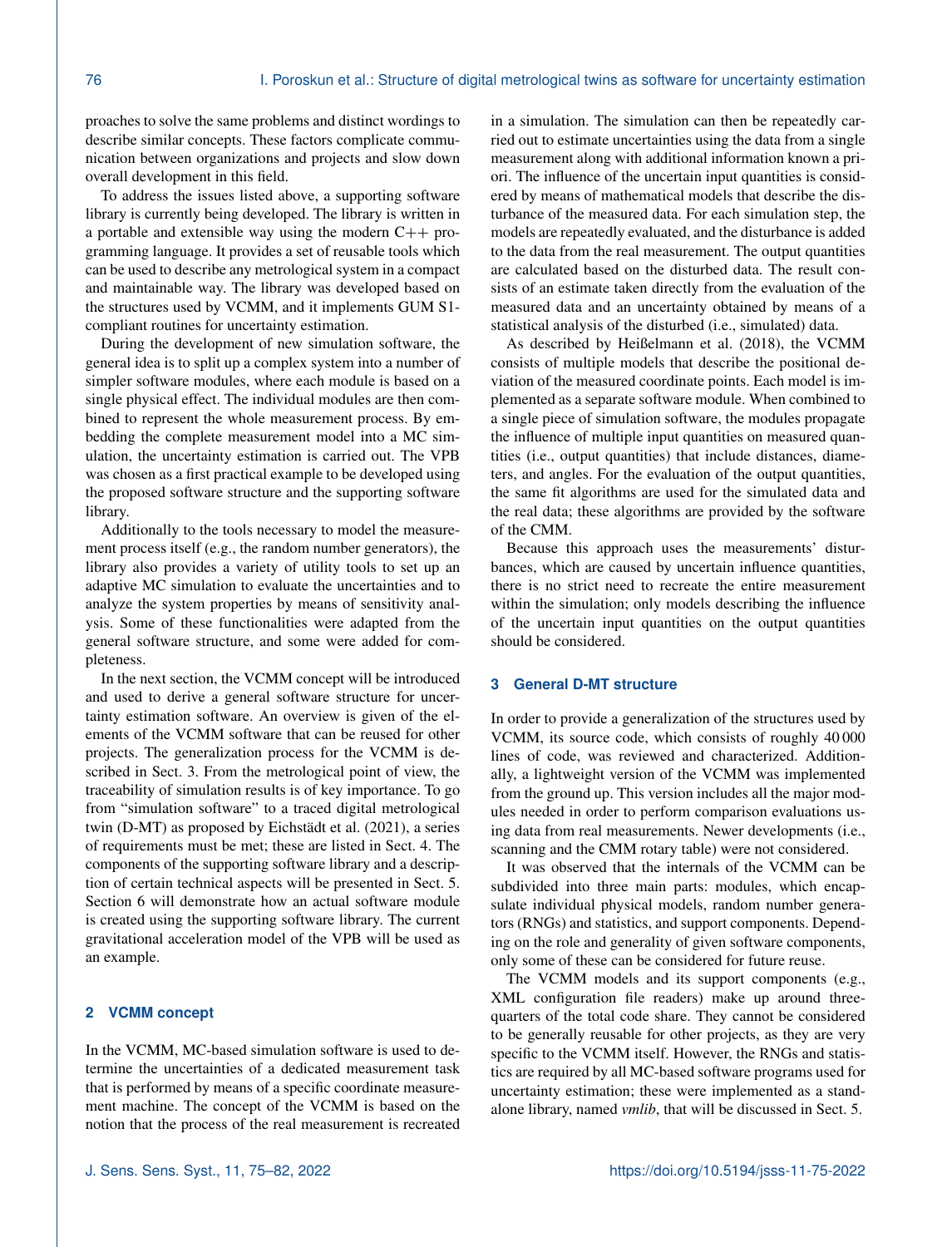proaches to solve the same problems and distinct wordings to describe similar concepts. These factors complicate communication between organizations and projects and slow down overall development in this field.

To address the issues listed above, a supporting software library is currently being developed. The library is written in a portable and extensible way using the modern C++ programming language. It provides a set of reusable tools which can be used to describe any metrological system in a compact and maintainable way. The library was developed based on the structures used by VCMM, and it implements GUM S1-compliant routines for uncertainty estimation.

During the development of new simulation software, the general idea is to split up a complex system into a number of simpler software modules, where each module is based on a single physical effect. The individual modules are then combined to represent the whole measurement process. By embedding the complete measurement model into a MC simulation, the uncertainty estimation is carried out. The VPB was chosen as a first practical example to be developed using the proposed software structure and the supporting software library.

Additionally to the tools necessary to model the measurement process itself (e.g., the random number generators), the library also provides a variety of utility tools to set up an adaptive MC simulation to evaluate the uncertainties and to analyze the system properties by means of sensitivity analysis. Some of these functionalities were adapted from the general software structure, and some were added for completeness.

In the next section, the VCMM concept will be introduced and used to derive a general software structure for uncertainty estimation software. An overview is given of the elements of the VCMM software that can be reused for other projects. The generalization process for the VCMM is described in Sect. 3. From the metrological point of view, the traceability of simulation results is of key importance. To go from "simulation software" to a traced digital metrological twin (D-MT) as proposed by Eichstädt et al. (2021), a series of requirements must be met; these are listed in Sect. 4. The components of the supporting software library and a description of certain technical aspects will be presented in Sect. 5. Section 6 will demonstrate how an actual software module is created using the supporting software library. The current gravitational acceleration model of the VPB will be used as an example.

## 2 VCMM concept

In the VCMM, MC-based simulation software is used to determine the uncertainties of a dedicated measurement task that is performed by means of a specific coordinate measurement machine. The concept of the VCMM is based on the notion that the process of the real measurement is recreated in a simulation. The simulation can then be repeatedly carried out to estimate uncertainties using the data from a single measurement along with additional information known a priori. The influence of the uncertain input quantities is considered by means of mathematical models that describe the disturbance of the measured data. For each simulation step, the models are repeatedly evaluated, and the disturbance is added to the data from the real measurement. The output quantities are calculated based on the disturbed data. The result consists of an estimate taken directly from the evaluation of the measured data and an uncertainty obtained by means of a statistical analysis of the disturbed (i.e., simulated) data.

As described by Heißelmann et al. (2018), the VCMM consists of multiple models that describe the positional deviation of the measured coordinate points. Each model is implemented as a separate software module. When combined to a single piece of simulation software, the modules propagate the influence of multiple input quantities on measured quantities (i.e., output quantities) that include distances, diameters, and angles. For the evaluation of the output quantities, the same fit algorithms are used for the simulated data and the real data; these algorithms are provided by the software of the CMM.

Because this approach uses the measurements' disturbances, which are caused by uncertain influence quantities, there is no strict need to recreate the entire measurement within the simulation; only models describing the influence of the uncertain input quantities on the output quantities should be considered.

## 3 General D-MT structure

In order to provide a generalization of the structures used by VCMM, its source code, which consists of roughly 40 000 lines of code, was reviewed and characterized. Additionally, a lightweight version of the VCMM was implemented from the ground up. This version includes all the major modules needed in order to perform comparison evaluations using data from real measurements. Newer developments (i.e., scanning and the CMM rotary table) were not considered.

It was observed that the internals of the VCMM can be subdivided into three main parts: modules, which encapsulate individual physical models, random number generators (RNGs) and statistics, and support components. Depending on the role and generality of given software components, only some of these can be considered for future reuse.

The VCMM models and its support components (e.g., XML configuration file readers) make up around three-quarters of the total code share. They cannot be considered to be generally reusable for other projects, as they are very specific to the VCMM itself. However, the RNGs and statistics are required by all MC-based software programs used for uncertainty estimation; these were implemented as a standalone library, named *vmlib*, that will be discussed in Sect. 5.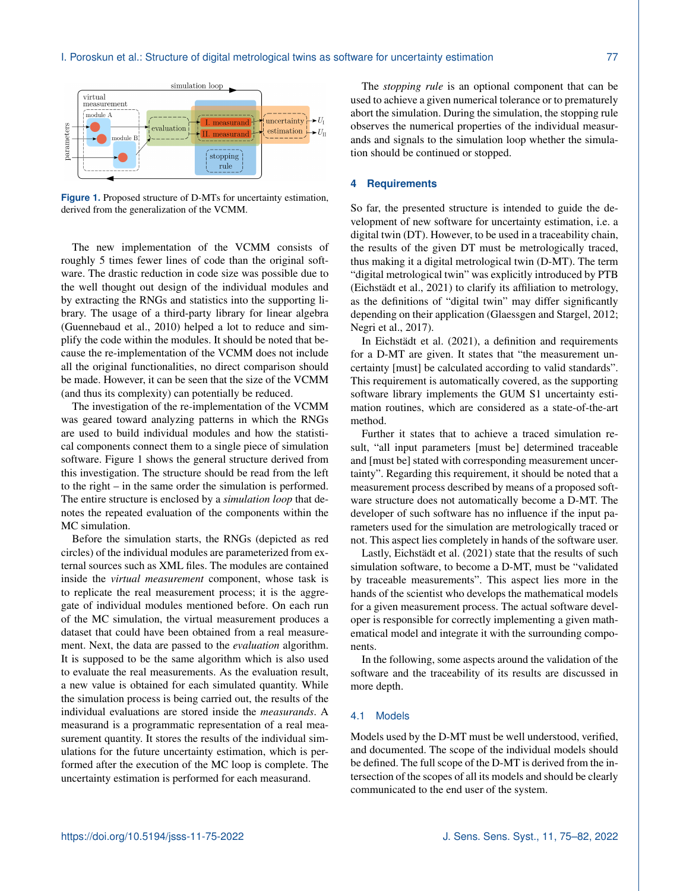Figure 1. Proposed structure of D-MTs for uncertainty estimation, derived from the generalization of the VCMM.

The new implementation of the VCMM consists of roughly 5 times fewer lines of code than the original software. The drastic reduction in code size was possible due to the well thought out design of the individual modules and by extracting the RNGs and statistics into the supporting library. The usage of a third-party library for linear algebra (Guennebaud et al., 2010) helped a lot to reduce and simplify the code within the modules. It should be noted that because the re-implementation of the VCMM does not include all the original functionalities, no direct comparison should be made. However, it can be seen that the size of the VCMM (and thus its complexity) can potentially be reduced.

The investigation of the re-implementation of the VCMM was geared toward analyzing patterns in which the RNGs are used to build individual modules and how the statistical components connect them to a single piece of simulation software. Figure 1 shows the general structure derived from this investigation. The structure should be read from the left to the right – in the same order the simulation is performed. The entire structure is enclosed by a *simulation loop* that denotes the repeated evaluation of the components within the MC simulation.

Before the simulation starts, the RNGs (depicted as red circles) of the individual modules are parameterized from external sources such as XML files. The modules are contained inside the *virtual measurement* component, whose task is to replicate the real measurement process; it is the aggregate of individual modules mentioned before. On each run of the MC simulation, the virtual measurement produces a dataset that could have been obtained from a real measurement. Next, the data are passed to the *evaluation* algorithm. It is supposed to be the same algorithm which is also used to evaluate the real measurements. As the evaluation result, a new value is obtained for each simulated quantity. While the simulation process is being carried out, the results of the individual evaluations are stored inside the *measurands*. A measurand is a programmatic representation of a real measurement quantity. It stores the results of the individual simulations for the future uncertainty estimation, which is performed after the execution of the MC loop is complete. The uncertainty estimation is performed for each measurand.

The *stopping rule* is an optional component that can be used to achieve a given numerical tolerance or to prematurely abort the simulation. During the simulation, the stopping rule observes the numerical properties of the individual measurands and signals to the simulation loop whether the simulation should be continued or stopped.

## 4 Requirements

So far, the presented structure is intended to guide the development of new software for uncertainty estimation, i.e. a digital twin (DT). However, to be used in a traceability chain, the results of the given DT must be metrologically traced, thus making it a digital metrological twin (D-MT). The term "digital metrological twin" was explicitly introduced by PTB (Eichstädt et al., 2021) to clarify its affiliation to metrology, as the definitions of "digital twin" may differ significantly depending on their application (Glaessgen and Stargel, 2012; Negri et al., 2017).

In Eichstädt et al. (2021), a definition and requirements for a D-MT are given. It states that "the measurement uncertainty [must] be calculated according to valid standards". This requirement is automatically covered, as the supporting software library implements the GUM S1 uncertainty estimation routines, which are considered as a state-of-the-art method.

Further it states that to achieve a traced simulation result, "all input parameters [must be] determined traceable and [must be] stated with corresponding measurement uncertainty". Regarding this requirement, it should be noted that a measurement process described by means of a proposed software structure does not automatically become a D-MT. The developer of such software has no influence if the input parameters used for the simulation are metrologically traced or not. This aspect lies completely in hands of the software user.

Lastly, Eichstädt et al. (2021) state that the results of such simulation software, to become a D-MT, must be "validated by traceable measurements". This aspect lies more in the hands of the scientist who develops the mathematical models for a given measurement process. The actual software developer is responsible for correctly implementing a given mathematical model and integrate it with the surrounding components.

In the following, some aspects around the validation of the software and the traceability of its results are discussed in more depth.

### 4.1 Models

Models used by the D-MT must be well understood, verified, and documented. The scope of the individual models should be defined. The full scope of the D-MT is derived from the intersection of the scopes of all its models and should be clearly communicated to the end user of the system.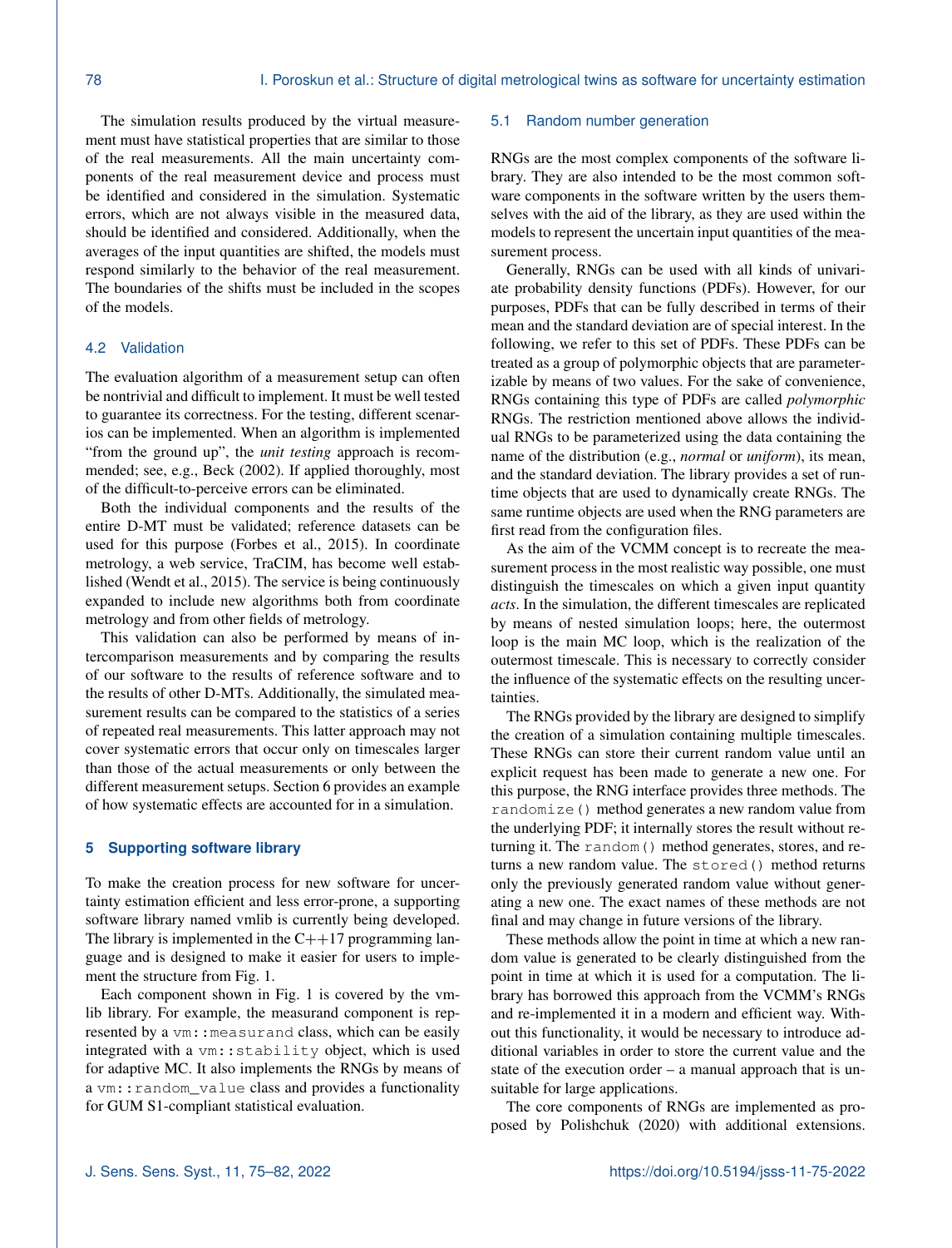The simulation results produced by the virtual measurement must have statistical properties that are similar to those of the real measurements. All the main uncertainty components of the real measurement device and process must be identified and considered in the simulation. Systematic errors, which are not always visible in the measured data, should be identified and considered. Additionally, when the averages of the input quantities are shifted, the models must respond similarly to the behavior of the real measurement. The boundaries of the shifts must be included in the scopes of the models.

### 4.2 Validation

The evaluation algorithm of a measurement setup can often be nontrivial and difficult to implement. It must be well tested to guarantee its correctness. For the testing, different scenarios can be implemented. When an algorithm is implemented "from the ground up", the *unit testing* approach is recommended; see, e.g., Beck (2002). If applied thoroughly, most of the difficult-to-perceive errors can be eliminated.

Both the individual components and the results of the entire D-MT must be validated; reference datasets can be used for this purpose (Forbes et al., 2015). In coordinate metrology, a web service, TraCIM, has become well established (Wendt et al., 2015). The service is being continuously expanded to include new algorithms both from coordinate metrology and from other fields of metrology.

This validation can also be performed by means of intercomparison measurements and by comparing the results of our software to the results of reference software and to the results of other D-MTs. Additionally, the simulated measurement results can be compared to the statistics of a series of repeated real measurements. This latter approach may not cover systematic errors that occur only on timescales larger than those of the actual measurements or only between the different measurement setups. Section 6 provides an example of how systematic effects are accounted for in a simulation.

## 5 Supporting software library

To make the creation process for new software for uncertainty estimation efficient and less error-prone, a supporting software library named vmlib is currently being developed. The library is implemented in the C++17 programming language and is designed to make it easier for users to implement the structure from Fig. 1.

Each component shown in Fig. 1 is covered by the vmlib library. For example, the measurand component is represented by a `vm::measurand` class, which can be easily integrated with a `vm::stability` object, which is used for adaptive MC. It also implements the RNGs by means of a `vm::random_value` class and provides a functionality for GUM S1-compliant statistical evaluation.

### 5.1 Random number generation

RNGs are the most complex components of the software library. They are also intended to be the most common software components in the software written by the users themselves with the aid of the library, as they are used within the models to represent the uncertain input quantities of the measurement process.

Generally, RNGs can be used with all kinds of univariate probability density functions (PDFs). However, for our purposes, PDFs that can be fully described in terms of their mean and the standard deviation are of special interest. In the following, we refer to this set of PDFs. These PDFs can be treated as a group of polymorphic objects that are parameterizable by means of two values. For the sake of convenience, RNGs containing this type of PDFs are called *polymorphic* RNGs. The restriction mentioned above allows the individual RNGs to be parameterized using the data containing the name of the distribution (e.g., *normal* or *uniform*), its mean, and the standard deviation. The library provides a set of runtime objects that are used to dynamically create RNGs. The same runtime objects are used when the RNG parameters are first read from the configuration files.

As the aim of the VCMM concept is to recreate the measurement process in the most realistic way possible, one must distinguish the timescales on which a given input quantity *acts*. In the simulation, the different timescales are replicated by means of nested simulation loops; here, the outermost loop is the main MC loop, which is the realization of the outermost timescale. This is necessary to correctly consider the influence of the systematic effects on the resulting uncertainties.

The RNGs provided by the library are designed to simplify the creation of a simulation containing multiple timescales. These RNGs can store their current random value until an explicit request has been made to generate a new one. For this purpose, the RNG interface provides three methods. The `randomize()` method generates a new random value from the underlying PDF; it internally stores the result without returning it. The `random()` method generates, stores, and returns a new random value. The `stored()` method returns only the previously generated random value without generating a new one. The exact names of these methods are not final and may change in future versions of the library.

These methods allow the point in time at which a new random value is generated to be clearly distinguished from the point in time at which it is used for a computation. The library has borrowed this approach from the VCMM's RNGs and re-implemented it in a modern and efficient way. Without this functionality, it would be necessary to introduce additional variables in order to store the current value and the state of the execution order – a manual approach that is unsuitable for large applications.

The core components of RNGs are implemented as proposed by Polishchuk (2020) with additional extensions.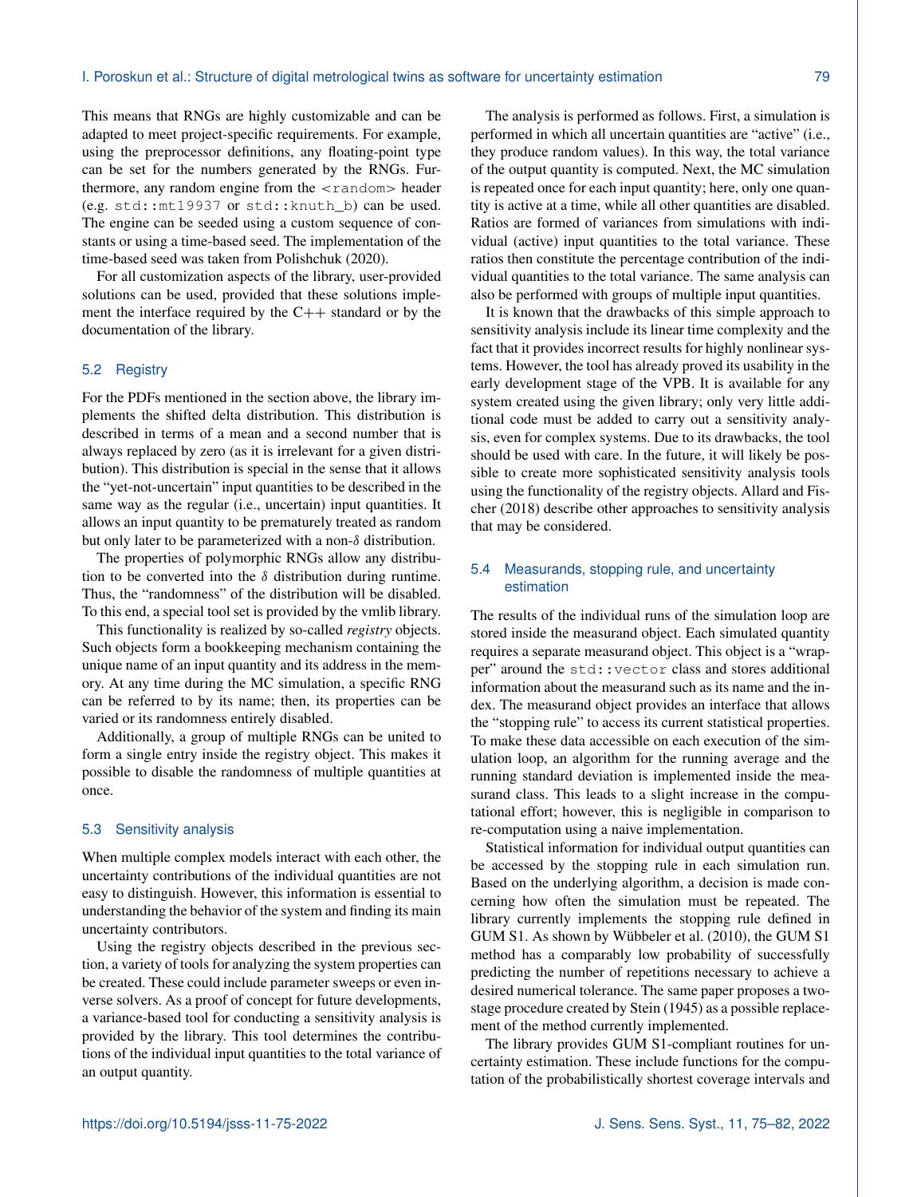This means that RNGs are highly customizable and can be adapted to meet project-specific requirements. For example, using the preprocessor definitions, any floating-point type can be set for the numbers generated by the RNGs. Furthermore, any random engine from the `<random>` header (e.g. `std::mt19937` or `std::knuth_b`) can be used. The engine can be seeded using a custom sequence of constants or using a time-based seed. The implementation of the time-based seed was taken from Polishchuk (2020).

For all customization aspects of the library, user-provided solutions can be used, provided that these solutions implement the interface required by the C++ standard or by the documentation of the library.

## 5.2 Registry

For the PDFs mentioned in the section above, the library implements the shifted delta distribution. This distribution is described in terms of a mean and a second number that is always replaced by zero (as it is irrelevant for a given distribution). This distribution is special in the sense that it allows the "yet-not-uncertain" input quantities to be described in the same way as the regular (i.e., uncertain) input quantities. It allows an input quantity to be prematurely treated as random but only later to be parameterized with a non-$\delta$ distribution.

The properties of polymorphic RNGs allow any distribution to be converted into the $\delta$ distribution during runtime. Thus, the "randomness" of the distribution will be disabled. To this end, a special tool set is provided by the vmlib library.

This functionality is realized by so-called *registry* objects. Such objects form a bookkeeping mechanism containing the unique name of an input quantity and its address in the memory. At any time during the MC simulation, a specific RNG can be referred to by its name; then, its properties can be varied or its randomness entirely disabled.

Additionally, a group of multiple RNGs can be united to form a single entry inside the registry object. This makes it possible to disable the randomness of multiple quantities at once.

## 5.3 Sensitivity analysis

When multiple complex models interact with each other, the uncertainty contributions of the individual quantities are not easy to distinguish. However, this information is essential to understanding the behavior of the system and finding its main uncertainty contributors.

Using the registry objects described in the previous section, a variety of tools for analyzing the system properties can be created. These could include parameter sweeps or even inverse solvers. As a proof of concept for future developments, a variance-based tool for conducting a sensitivity analysis is provided by the library. This tool determines the contributions of the individual input quantities to the total variance of an output quantity.

The analysis is performed as follows. First, a simulation is performed in which all uncertain quantities are "active" (i.e., they produce random values). In this way, the total variance of the output quantity is computed. Next, the MC simulation is repeated once for each input quantity; here, only one quantity is active at a time, while all other quantities are disabled. Ratios are formed of variances from simulations with individual (active) input quantities to the total variance. These ratios then constitute the percentage contribution of the individual quantities to the total variance. The same analysis can also be performed with groups of multiple input quantities.

It is known that the drawbacks of this simple approach to sensitivity analysis include its linear time complexity and the fact that it provides incorrect results for highly nonlinear systems. However, the tool has already proved its usability in the early development stage of the VPB. It is available for any system created using the given library; only very little additional code must be added to carry out a sensitivity analysis, even for complex systems. Due to its drawbacks, the tool should be used with care. In the future, it will likely be possible to create more sophisticated sensitivity analysis tools using the functionality of the registry objects. Allard and Fischer (2018) describe other approaches to sensitivity analysis that may be considered.

## 5.4 Measurands, stopping rule, and uncertainty estimation

The results of the individual runs of the simulation loop are stored inside the measurand object. Each simulated quantity requires a separate measurand object. This object is a "wrapper" around the `std::vector` class and stores additional information about the measurand such as its name and the index. The measurand object provides an interface that allows the "stopping rule" to access its current statistical properties. To make these data accessible on each execution of the simulation loop, an algorithm for the running average and the running standard deviation is implemented inside the measurand class. This leads to a slight increase in the computational effort; however, this is negligible in comparison to re-computation using a naive implementation.

Statistical information for individual output quantities can be accessed by the stopping rule in each simulation run. Based on the underlying algorithm, a decision is made concerning how often the simulation must be repeated. The library currently implements the stopping rule defined in GUM S1. As shown by Wübbeler et al. (2010), the GUM S1 method has a comparably low probability of successfully predicting the number of repetitions necessary to achieve a desired numerical tolerance. The same paper proposes a two-stage procedure created by Stein (1945) as a possible replacement of the method currently implemented.

The library provides GUM S1-compliant routines for uncertainty estimation. These include functions for the computation of the probabilistically shortest coverage intervals and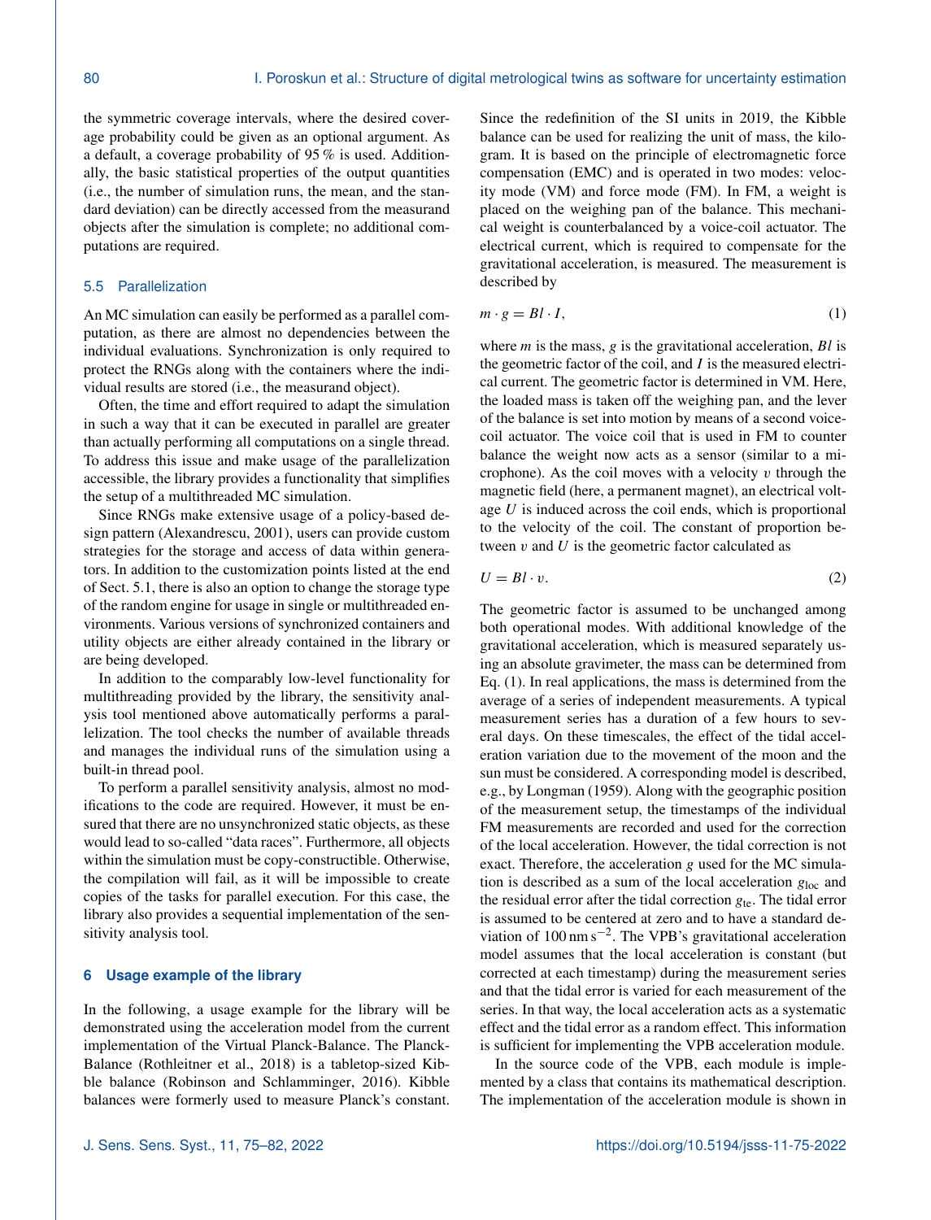the symmetric coverage intervals, where the desired coverage probability could be given as an optional argument. As a default, a coverage probability of 95 % is used. Additionally, the basic statistical properties of the output quantities (i.e., the number of simulation runs, the mean, and the standard deviation) can be directly accessed from the measurand objects after the simulation is complete; no additional computations are required.

### 5.5 Parallelization

An MC simulation can easily be performed as a parallel computation, as there are almost no dependencies between the individual evaluations. Synchronization is only required to protect the RNGs along with the containers where the individual results are stored (i.e., the measurand object).

Often, the time and effort required to adapt the simulation in such a way that it can be executed in parallel are greater than actually performing all computations on a single thread. To address this issue and make usage of the parallelization accessible, the library provides a functionality that simplifies the setup of a multithreaded MC simulation.

Since RNGs make extensive usage of a policy-based design pattern (Alexandrescu, 2001), users can provide custom strategies for the storage and access of data within generators. In addition to the customization points listed at the end of Sect. 5.1, there is also an option to change the storage type of the random engine for usage in single or multithreaded environments. Various versions of synchronized containers and utility objects are either already contained in the library or are being developed.

In addition to the comparably low-level functionality for multithreading provided by the library, the sensitivity analysis tool mentioned above automatically performs a parallelization. The tool checks the number of available threads and manages the individual runs of the simulation using a built-in thread pool.

To perform a parallel sensitivity analysis, almost no modifications to the code are required. However, it must be ensured that there are no unsynchronized static objects, as these would lead to so-called "data races". Furthermore, all objects within the simulation must be copy-constructible. Otherwise, the compilation will fail, as it will be impossible to create copies of the tasks for parallel execution. For this case, the library also provides a sequential implementation of the sensitivity analysis tool.

## 6 Usage example of the library

In the following, a usage example for the library will be demonstrated using the acceleration model from the current implementation of the Virtual Planck-Balance. The Planck-Balance (Rothleitner et al., 2018) is a tabletop-sized Kibble balance (Robinson and Schlamminger, 2016). Kibble balances were formerly used to measure Planck's constant. Since the redefinition of the SI units in 2019, the Kibble balance can be used for realizing the unit of mass, the kilogram. It is based on the principle of electromagnetic force compensation (EMC) and is operated in two modes: velocity mode (VM) and force mode (FM). In FM, a weight is placed on the weighing pan of the balance. This mechanical weight is counterbalanced by a voice-coil actuator. The electrical current, which is required to compensate for the gravitational acceleration, is measured. The measurement is described by

$$m \cdot g = Bl \cdot I, \tag{1}$$

where $m$ is the mass, $g$ is the gravitational acceleration, $Bl$ is the geometric factor of the coil, and $I$ is the measured electrical current. The geometric factor is determined in VM. Here, the loaded mass is taken off the weighing pan, and the lever of the balance is set into motion by means of a second voice-coil actuator. The voice coil that is used in FM to counter balance the weight now acts as a sensor (similar to a microphone). As the coil moves with a velocity $v$ through the magnetic field (here, a permanent magnet), an electrical voltage $U$ is induced across the coil ends, which is proportional to the velocity of the coil. The constant of proportion between $v$ and $U$ is the geometric factor calculated as

$$U = Bl \cdot v. \tag{2}$$

The geometric factor is assumed to be unchanged among both operational modes. With additional knowledge of the gravitational acceleration, which is measured separately using an absolute gravimeter, the mass can be determined from Eq. (1). In real applications, the mass is determined from the average of a series of independent measurements. A typical measurement series has a duration of a few hours to several days. On these timescales, the effect of the tidal acceleration variation due to the movement of the moon and the sun must be considered. A corresponding model is described, e.g., by Longman (1959). Along with the geographic position of the measurement setup, the timestamps of the individual FM measurements are recorded and used for the correction of the local acceleration. However, the tidal correction is not exact. Therefore, the acceleration $g$ used for the MC simulation is described as a sum of the local acceleration $g_{\mathrm{loc}}$ and the residual error after the tidal correction $g_{\mathrm{te}}$. The tidal error is assumed to be centered at zero and to have a standard deviation of $100\,\mathrm{nm\,s^{-2}}$. The VPB's gravitational acceleration model assumes that the local acceleration is constant (but corrected at each timestamp) during the measurement series and that the tidal error is varied for each measurement of the series. In that way, the local acceleration acts as a systematic effect and the tidal error as a random effect. This information is sufficient for implementing the VPB acceleration module.

In the source code of the VPB, each module is implemented by a class that contains its mathematical description. The implementation of the acceleration module is shown in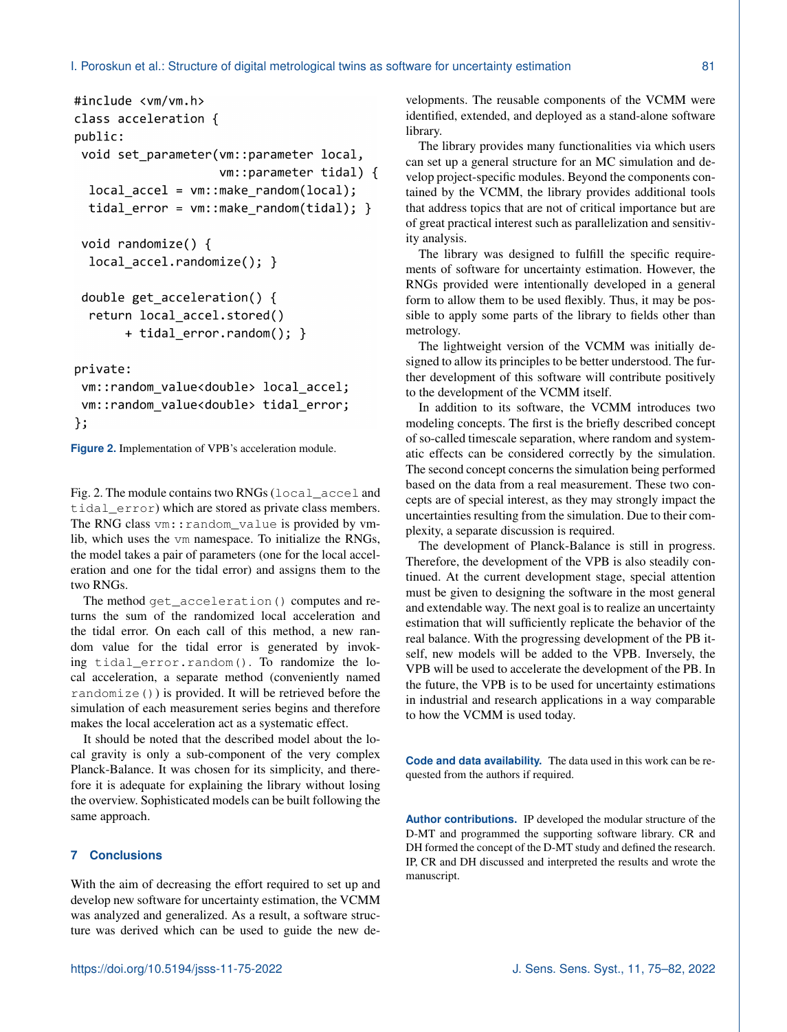```
#include <vm/vm.h>
class acceleration {
public:
 void set_parameter(vm::parameter local,
                    vm::parameter tidal) {
  local_accel = vm::make_random(local);
  tidal_error = vm::make_random(tidal); }

 void randomize() {
  local_accel.randomize(); }

 double get_acceleration() {
  return local_accel.stored()
       + tidal_error.random(); }

private:
 vm::random_value<double> local_accel;
 vm::random_value<double> tidal_error;
};
```

**Figure 2.** Implementation of VPB's acceleration module.

Fig. 2. The module contains two RNGs (`local_accel` and `tidal_error`) which are stored as private class members. The RNG class `vm::random_value` is provided by vm-lib, which uses the `vm` namespace. To initialize the RNGs, the model takes a pair of parameters (one for the local acceleration and one for the tidal error) and assigns them to the two RNGs.

The method `get_acceleration()` computes and returns the sum of the randomized local acceleration and the tidal error. On each call of this method, a new random value for the tidal error is generated by invoking `tidal_error.random()`. To randomize the local acceleration, a separate method (conveniently named `randomize()`) is provided. It will be retrieved before the simulation of each measurement series begins and therefore makes the local acceleration act as a systematic effect.

It should be noted that the described model about the local gravity is only a sub-component of the very complex Planck-Balance. It was chosen for its simplicity, and therefore it is adequate for explaining the library without losing the overview. Sophisticated models can be built following the same approach.

## 7 Conclusions

With the aim of decreasing the effort required to set up and develop new software for uncertainty estimation, the VCMM was analyzed and generalized. As a result, a software structure was derived which can be used to guide the new developments. The reusable components of the VCMM were identified, extended, and deployed as a stand-alone software library.

The library provides many functionalities via which users can set up a general structure for an MC simulation and develop project-specific modules. Beyond the components contained by the VCMM, the library provides additional tools that address topics that are not of critical importance but are of great practical interest such as parallelization and sensitivity analysis.

The library was designed to fulfill the specific requirements of software for uncertainty estimation. However, the RNGs provided were intentionally developed in a general form to allow them to be used flexibly. Thus, it may be possible to apply some parts of the library to fields other than metrology.

The lightweight version of the VCMM was initially designed to allow its principles to be better understood. The further development of this software will contribute positively to the development of the VCMM itself.

In addition to its software, the VCMM introduces two modeling concepts. The first is the briefly described concept of so-called timescale separation, where random and systematic effects can be considered correctly by the simulation. The second concept concerns the simulation being performed based on the data from a real measurement. These two concepts are of special interest, as they may strongly impact the uncertainties resulting from the simulation. Due to their complexity, a separate discussion is required.

The development of Planck-Balance is still in progress. Therefore, the development of the VPB is also steadily continued. At the current development stage, special attention must be given to designing the software in the most general and extendable way. The next goal is to realize an uncertainty estimation that will sufficiently replicate the behavior of the real balance. With the progressing development of the PB itself, new models will be added to the VPB. Inversely, the VPB will be used to accelerate the development of the PB. In the future, the VPB is to be used for uncertainty estimations in industrial and research applications in a way comparable to how the VCMM is used today.

**Code and data availability.** The data used in this work can be requested from the authors if required.

**Author contributions.** IP developed the modular structure of the D-MT and programmed the supporting software library. CR and DH formed the concept of the D-MT study and defined the research. IP, CR and DH discussed and interpreted the results and wrote the manuscript.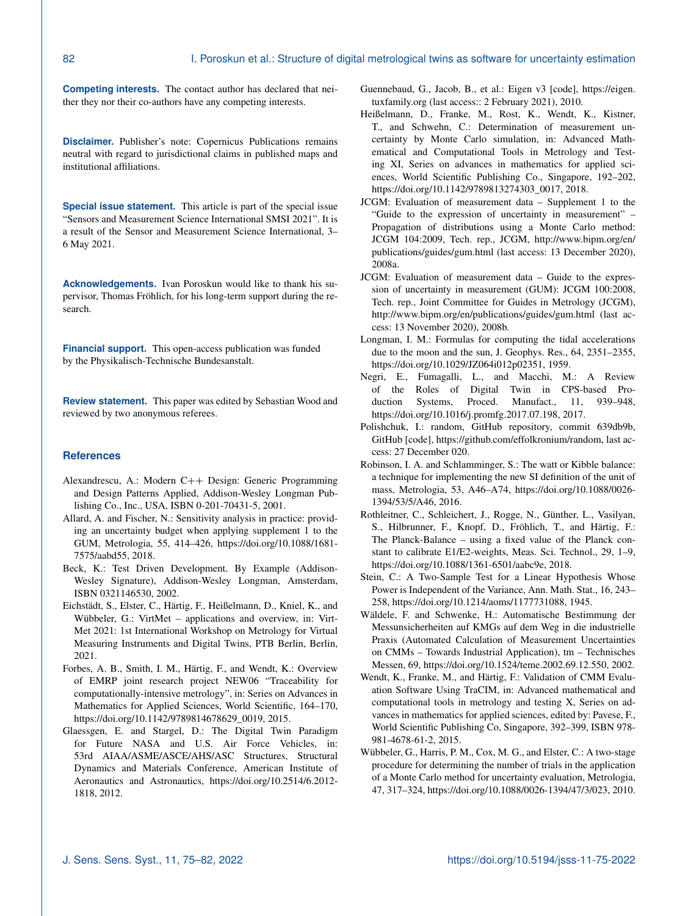**Competing interests.** The contact author has declared that neither they nor their co-authors have any competing interests.

**Disclaimer.** Publisher's note: Copernicus Publications remains neutral with regard to jurisdictional claims in published maps and institutional affiliations.

**Special issue statement.** This article is part of the special issue "Sensors and Measurement Science International SMSI 2021". It is a result of the Sensor and Measurement Science International, 3–6 May 2021.

**Acknowledgements.** Ivan Poroskun would like to thank his supervisor, Thomas Fröhlich, for his long-term support during the research.

**Financial support.** This open-access publication was funded by the Physikalisch-Technische Bundesanstalt.

**Review statement.** This paper was edited by Sebastian Wood and reviewed by two anonymous referees.

## References

Alexandrescu, A.: Modern C++ Design: Generic Programming and Design Patterns Applied, Addison-Wesley Longman Publishing Co., Inc., USA, ISBN 0-201-70431-5, 2001.

Allard, A. and Fischer, N.: Sensitivity analysis in practice: providing an uncertainty budget when applying supplement 1 to the GUM, Metrologia, 55, 414–426, https://doi.org/10.1088/1681-7575/aabd55, 2018.

Beck, K.: Test Driven Development. By Example (Addison-Wesley Signature), Addison-Wesley Longman, Amsterdam, ISBN 0321146530, 2002.

Eichstädt, S., Elster, C., Härtig, F., Heißelmann, D., Kniel, K., and Wübbeler, G.: VirtMet – applications and overview, in: VirtMet 2021: 1st International Workshop on Metrology for Virtual Measuring Instruments and Digital Twins, PTB Berlin, Berlin, 2021.

Forbes, A. B., Smith, I. M., Härtig, F., and Wendt, K.: Overview of EMRP joint research project NEW06 "Traceability for computationally-intensive metrology", in: Series on Advances in Mathematics for Applied Sciences, World Scientific, 164–170, https://doi.org/10.1142/9789814678629_0019, 2015.

Glaessgen, E. and Stargel, D.: The Digital Twin Paradigm for Future NASA and U.S. Air Force Vehicles, in: 53rd AIAA/ASME/ASCE/AHS/ASC Structures, Structural Dynamics and Materials Conference, American Institute of Aeronautics and Astronautics, https://doi.org/10.2514/6.2012-1818, 2012.

Guennebaud, G., Jacob, B., et al.: Eigen v3 [code], https://eigen.tuxfamily.org (last access:: 2 February 2021), 2010.

Heißelmann, D., Franke, M., Rost, K., Wendt, K., Kistner, T., and Schwehn, C.: Determination of measurement uncertainty by Monte Carlo simulation, in: Advanced Mathematical and Computational Tools in Metrology and Testing XI, Series on advances in mathematics for applied sciences, World Scientific Publishing Co., Singapore, 192–202, https://doi.org/10.1142/9789813274303_0017, 2018.

JCGM: Evaluation of measurement data – Supplement 1 to the "Guide to the expression of uncertainty in measurement" – Propagation of distributions using a Monte Carlo method: JCGM 104:2009, Tech. rep., JCGM, http://www.bipm.org/en/publications/guides/gum.html (last access: 13 December 2020), 2008a.

JCGM: Evaluation of measurement data – Guide to the expression of uncertainty in measurement (GUM): JCGM 100:2008, Tech. rep., Joint Committee for Guides in Metrology (JCGM), http://www.bipm.org/en/publications/guides/gum.html (last access: 13 November 2020), 2008b.

Longman, I. M.: Formulas for computing the tidal accelerations due to the moon and the sun, J. Geophys. Res., 64, 2351–2355, https://doi.org/10.1029/JZ064i012p02351, 1959.

Negri, E., Fumagalli, L., and Macchi, M.: A Review of the Roles of Digital Twin in CPS-based Production Systems, Proced. Manufact., 11, 939–948, https://doi.org/10.1016/j.promfg.2017.07.198, 2017.

Polishchuk, I.: random, GitHub repository, commit 639db9b, GitHub [code], https://github.com/effolkronium/random, last access: 27 December 020.

Robinson, I. A. and Schlamminger, S.: The watt or Kibble balance: a technique for implementing the new SI definition of the unit of mass, Metrologia, 53, A46–A74, https://doi.org/10.1088/0026-1394/53/5/A46, 2016.

Rothleitner, C., Schleichert, J., Rogge, N., Günther, L., Vasilyan, S., Hilbrunner, F., Knopf, D., Fröhlich, T., and Härtig, F.: The Planck-Balance – using a fixed value of the Planck constant to calibrate E1/E2-weights, Meas. Sci. Technol., 29, 1–9, https://doi.org/10.1088/1361-6501/aabc9e, 2018.

Stein, C.: A Two-Sample Test for a Linear Hypothesis Whose Power is Independent of the Variance, Ann. Math. Stat., 16, 243–258, https://doi.org/10.1214/aoms/1177731088, 1945.

Wäldele, F. and Schwenke, H.: Automatische Bestimmung der Messunsicherheiten auf KMGs auf dem Weg in die industrielle Praxis (Automated Calculation of Measurement Uncertainties on CMMs – Towards Industrial Application), tm – Technisches Messen, 69, https://doi.org/10.1524/teme.2002.69.12.550, 2002.

Wendt, K., Franke, M., and Härtig, F.: Validation of CMM Evaluation Software Using TraCIM, in: Advanced mathematical and computational tools in metrology and testing X, Series on advances in mathematics for applied sciences, edited by: Pavese, F., World Scientific Publishing Co, Singapore, 392–399, ISBN 978-981-4678-61-2, 2015.

Wübbeler, G., Harris, P. M., Cox, M. G., and Elster, C.: A two-stage procedure for determining the number of trials in the application of a Monte Carlo method for uncertainty evaluation, Metrologia, 47, 317–324, https://doi.org/10.1088/0026-1394/47/3/023, 2010.